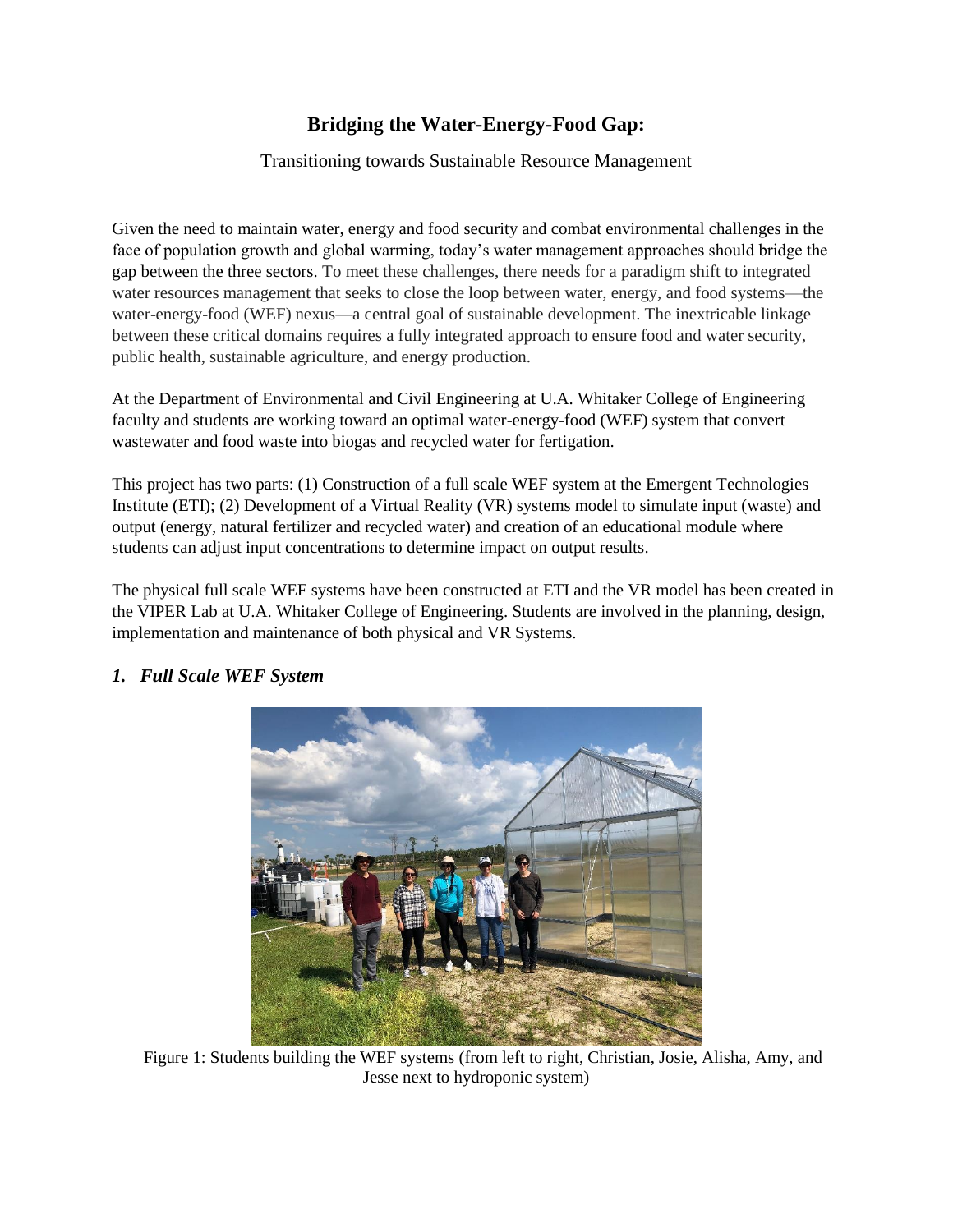# Bridging the Water-Energy-Food Gap:

Transitioning towards Sustainable Resource Management

Given the need to maintain water, energy and food security and combat environmental challenges in the face of population growth and global warming, today's water management approaches should bridge the gap between the three sectors. To meet these challenges, there needs for a paradigm shift to integrated water resources management that seeks to close the loop between water, energy, and food systems—the water-energy-food (WEF) nexus—a central goal of sustainable development. The inextricable linkage between these critical domains requires a fully integrated approach to ensure food and water security, public health, sustainable agriculture, and energy production.

At the Department of Environmental and Civil Engineering at U.A. Whitaker College of Engineering faculty and students are working toward an optimal water-energy-food (WEF) system that convert wastewater and food waste into biogas and recycled water for fertigation.

This project has two parts: (1) Construction of a full scale WEF system at the Emergent Technologies Institute (ETI); (2) Development of a Virtual Reality (VR) systems model to simulate input (waste) and output (energy, natural fertilizer and recycled water) and creation of an educational module where students can adjust input concentrations to determine impact on output results.

The physical full scale WEF systems have been constructed at ETI and the VR model has been created in the VIPER Lab at U.A. Whitaker College of Engineering. Students are involved in the planning, design, implementation and maintenance of both physical and VR Systems.

## *1. Full Scale WEF System*

Figure 1: Students building the WEF systems (from left to right, Christian, Josie, Alisha, Amy, and Jesse next to hydroponic system)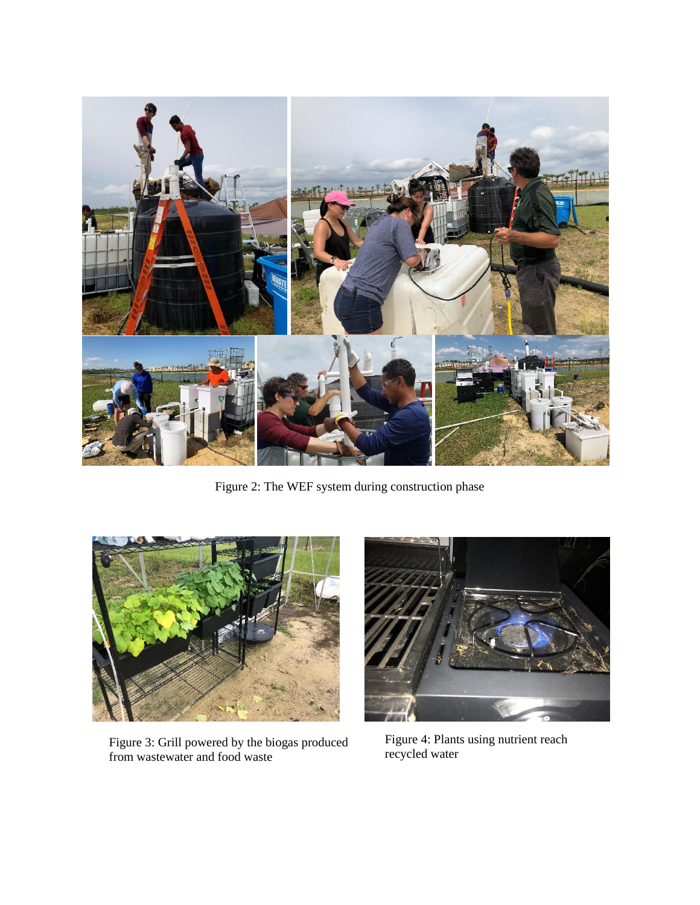Figure 2: The WEF system during construction phase

Figure 3: Grill powered by the biogas produced from wastewater and food waste

Figure 4: Plants using nutrient reach recycled water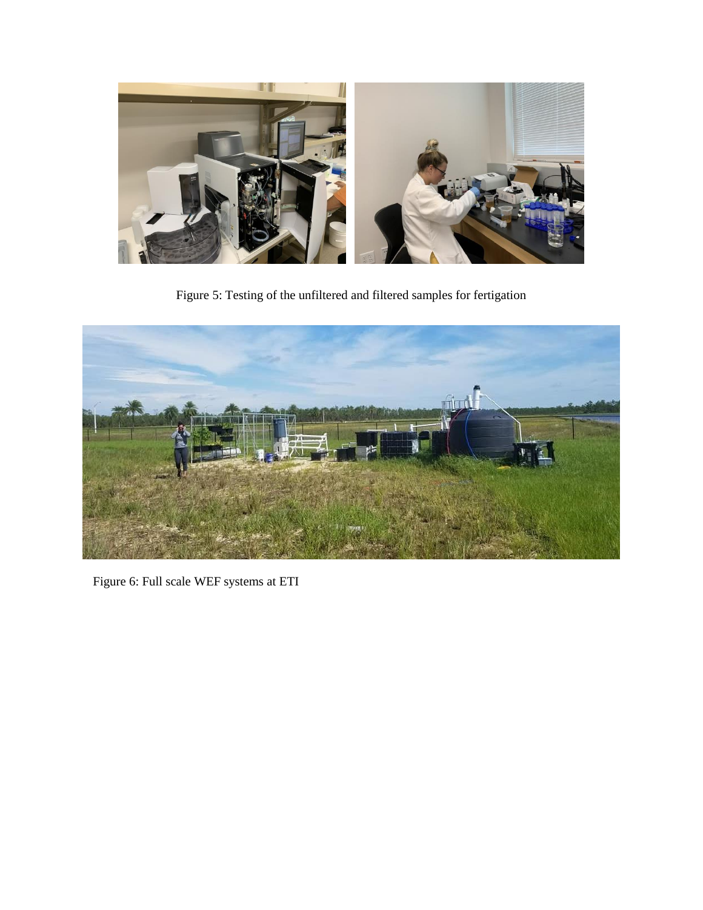Figure 5: Testing of the unfiltered and filtered samples for fertigation

Figure 6: Full scale WEF systems at ETI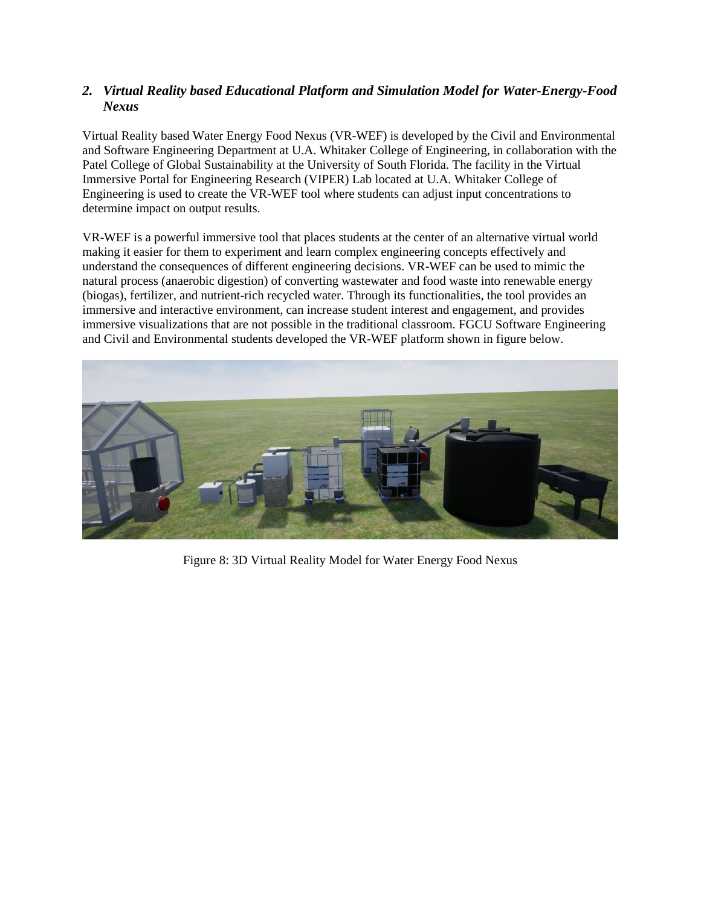## *2. Virtual Reality based Educational Platform and Simulation Model for Water-Energy-Food Nexus*

Virtual Reality based Water Energy Food Nexus (VR-WEF) is developed by the Civil and Environmental and Software Engineering Department at U.A. Whitaker College of Engineering, in collaboration with the Patel College of Global Sustainability at the University of South Florida. The facility in the Virtual Immersive Portal for Engineering Research (VIPER) Lab located at U.A. Whitaker College of Engineering is used to create the VR-WEF tool where students can adjust input concentrations to determine impact on output results.

VR-WEF is a powerful immersive tool that places students at the center of an alternative virtual world making it easier for them to experiment and learn complex engineering concepts effectively and understand the consequences of different engineering decisions. VR-WEF can be used to mimic the natural process (anaerobic digestion) of converting wastewater and food waste into renewable energy (biogas), fertilizer, and nutrient-rich recycled water. Through its functionalities, the tool provides an immersive and interactive environment, can increase student interest and engagement, and provides immersive visualizations that are not possible in the traditional classroom. FGCU Software Engineering and Civil and Environmental students developed the VR-WEF platform shown in figure below.

Figure 8: 3D Virtual Reality Model for Water Energy Food Nexus